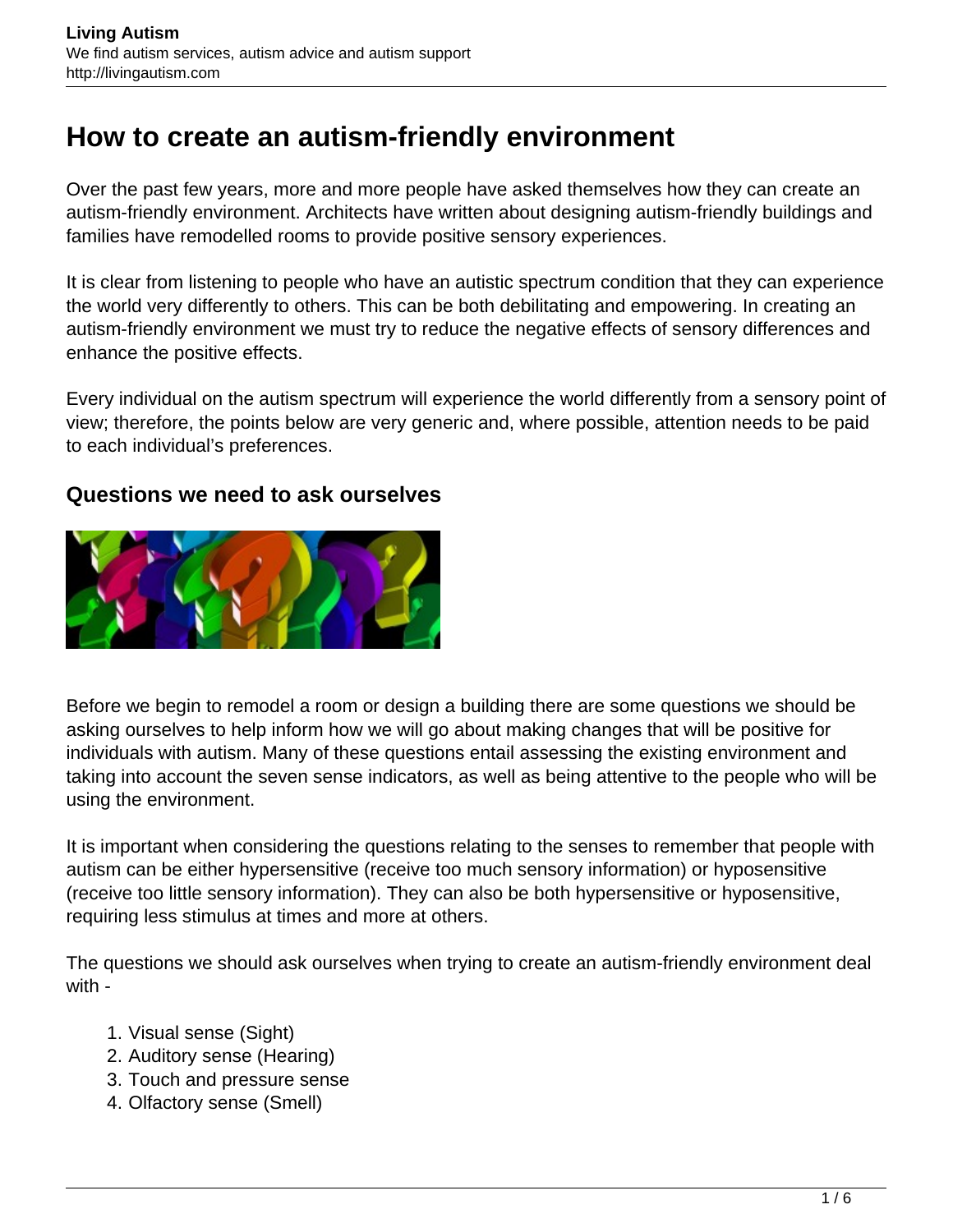# How to create an autism-friendly environment

Over the past few years, more and more people have asked themselves how they can create an autism-friendly environment. Architects have written about designing autism-friendly buildings and families have remodelled rooms to provide positive sensory experiences.

It is clear from listening to people who have an autistic spectrum condition that they can experience the world very differently to others. This can be both debilitating and empowering. In creating an autism-friendly environment we must try to reduce the negative effects of sensory differences and enhance the positive effects.

Every individual on the autism spectrum will experience the world differently from a sensory point of view; therefore, the points below are very generic and, where possible, attention needs to be paid to each individual's preferences.

## Questions we need to ask ourselves

Before we begin to remodel a room or design a building there are some questions we should be asking ourselves to help inform how we will go about making changes that will be positive for individuals with autism. Many of these questions entail assessing the existing environment and taking into account the seven sense indicators, as well as being attentive to the people who will be using the environment.

It is important when considering the questions relating to the senses to remember that people with autism can be either hypersensitive (receive too much sensory information) or hyposensitive (receive too little sensory information). They can also be both hypersensitive or hyposensitive, requiring less stimulus at times and more at others.

The questions we should ask ourselves when trying to create an autism-friendly environment deal with -

1. Visual sense (Sight)
2. Auditory sense (Hearing)
3. Touch and pressure sense
4. Olfactory sense (Smell)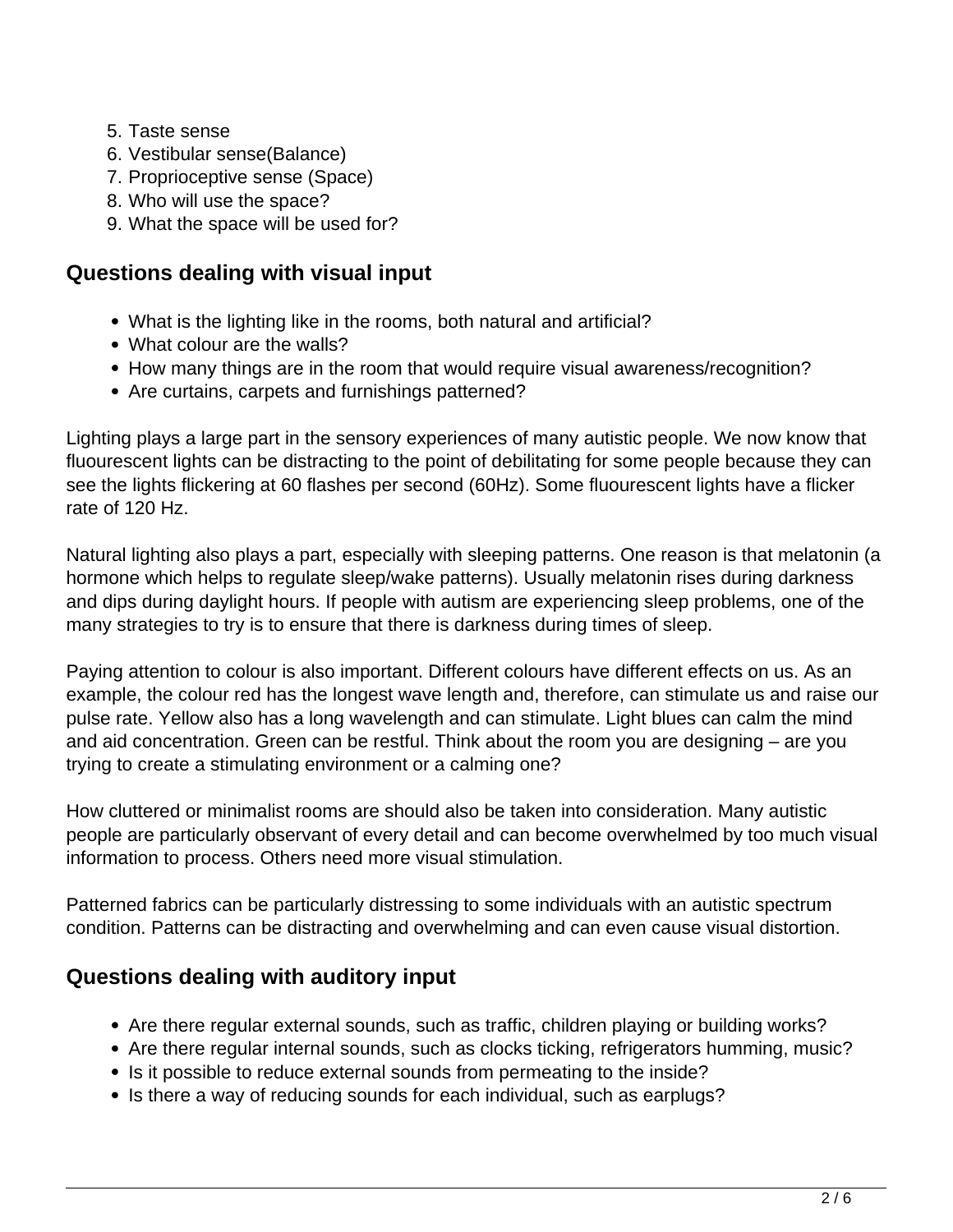5. Taste sense
6. Vestibular sense(Balance)
7. Proprioceptive sense (Space)
8. Who will use the space?
9. What the space will be used for?

## Questions dealing with visual input

- What is the lighting like in the rooms, both natural and artificial?
- What colour are the walls?
- How many things are in the room that would require visual awareness/recognition?
- Are curtains, carpets and furnishings patterned?

Lighting plays a large part in the sensory experiences of many autistic people. We now know that fluourescent lights can be distracting to the point of debilitating for some people because they can see the lights flickering at 60 flashes per second (60Hz). Some fluourescent lights have a flicker rate of 120 Hz.

Natural lighting also plays a part, especially with sleeping patterns. One reason is that melatonin (a hormone which helps to regulate sleep/wake patterns). Usually melatonin rises during darkness and dips during daylight hours. If people with autism are experiencing sleep problems, one of the many strategies to try is to ensure that there is darkness during times of sleep.

Paying attention to colour is also important. Different colours have different effects on us. As an example, the colour red has the longest wave length and, therefore, can stimulate us and raise our pulse rate. Yellow also has a long wavelength and can stimulate. Light blues can calm the mind and aid concentration. Green can be restful. Think about the room you are designing – are you trying to create a stimulating environment or a calming one?

How cluttered or minimalist rooms are should also be taken into consideration. Many autistic people are particularly observant of every detail and can become overwhelmed by too much visual information to process. Others need more visual stimulation.

Patterned fabrics can be particularly distressing to some individuals with an autistic spectrum condition. Patterns can be distracting and overwhelming and can even cause visual distortion.

## Questions dealing with auditory input

- Are there regular external sounds, such as traffic, children playing or building works?
- Are there regular internal sounds, such as clocks ticking, refrigerators humming, music?
- Is it possible to reduce external sounds from permeating to the inside?
- Is there a way of reducing sounds for each individual, such as earplugs?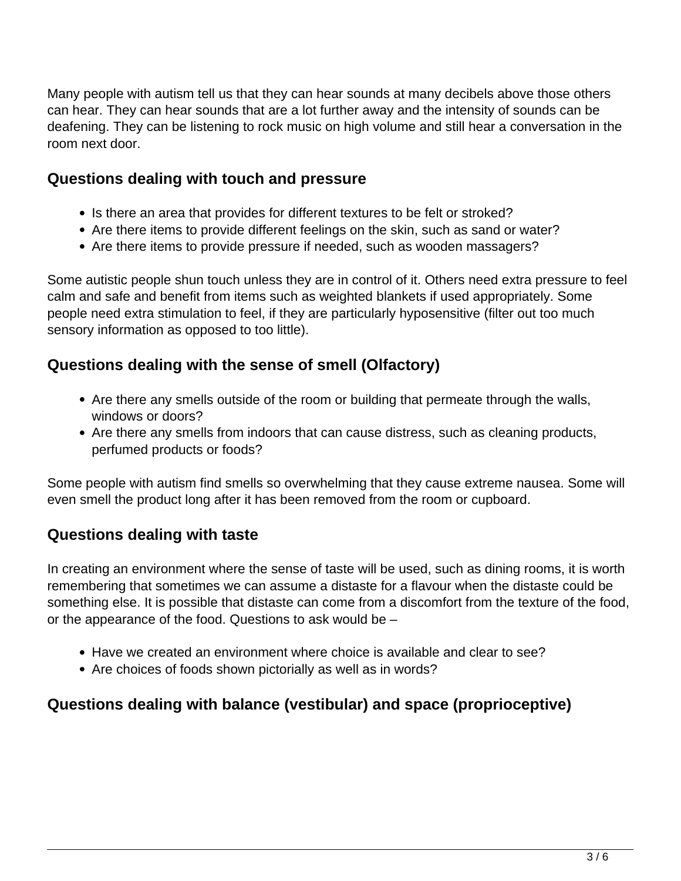Many people with autism tell us that they can hear sounds at many decibels above those others can hear. They can hear sounds that are a lot further away and the intensity of sounds can be deafening. They can be listening to rock music on high volume and still hear a conversation in the room next door.

### Questions dealing with touch and pressure

- Is there an area that provides for different textures to be felt or stroked?
- Are there items to provide different feelings on the skin, such as sand or water?
- Are there items to provide pressure if needed, such as wooden massagers?

Some autistic people shun touch unless they are in control of it. Others need extra pressure to feel calm and safe and benefit from items such as weighted blankets if used appropriately. Some people need extra stimulation to feel, if they are particularly hyposensitive (filter out too much sensory information as opposed to too little).

### Questions dealing with the sense of smell (Olfactory)

- Are there any smells outside of the room or building that permeate through the walls, windows or doors?
- Are there any smells from indoors that can cause distress, such as cleaning products, perfumed products or foods?

Some people with autism find smells so overwhelming that they cause extreme nausea. Some will even smell the product long after it has been removed from the room or cupboard.

### Questions dealing with taste

In creating an environment where the sense of taste will be used, such as dining rooms, it is worth remembering that sometimes we can assume a distaste for a flavour when the distaste could be something else. It is possible that distaste can come from a discomfort from the texture of the food, or the appearance of the food. Questions to ask would be –

- Have we created an environment where choice is available and clear to see?
- Are choices of foods shown pictorially as well as in words?

### Questions dealing with balance (vestibular) and space (proprioceptive)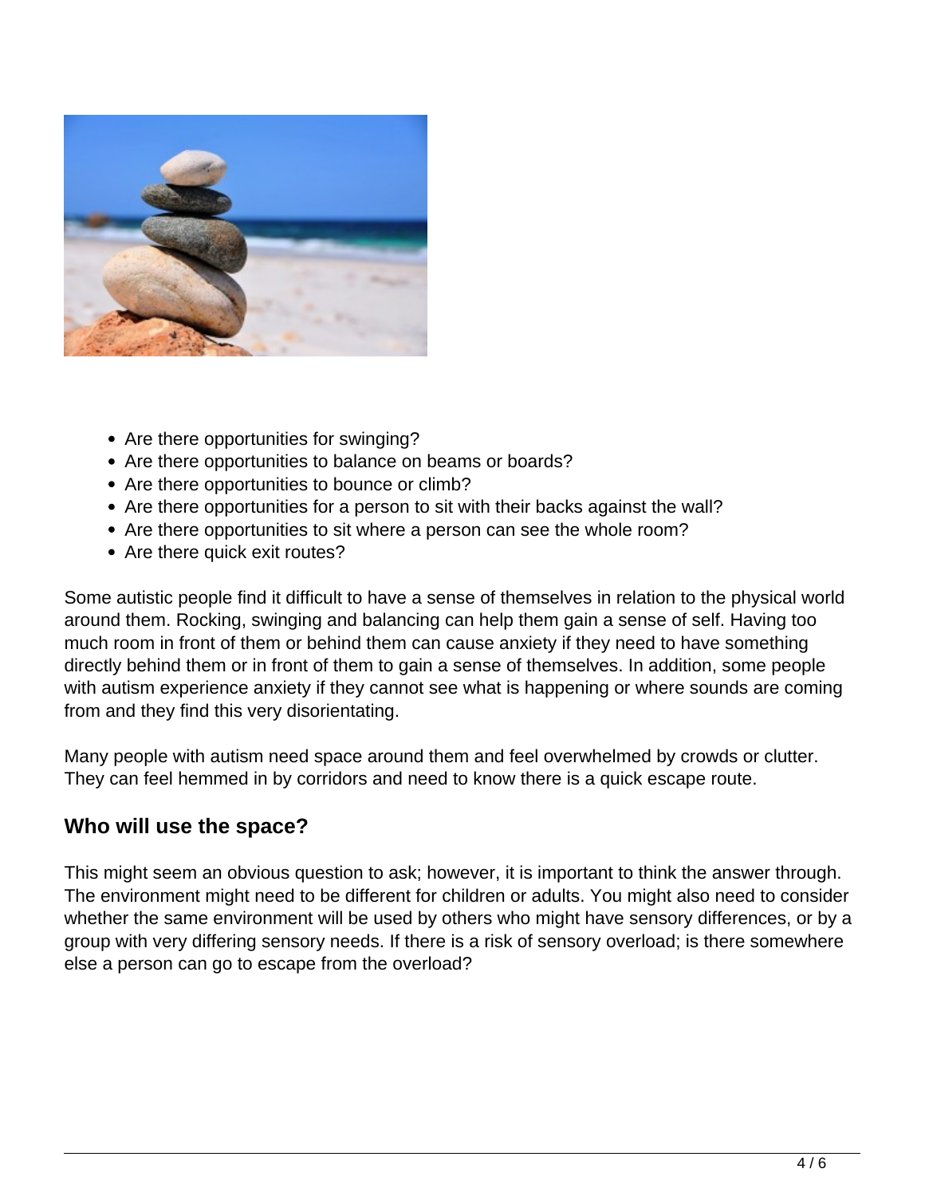- Are there opportunities for swinging?
- Are there opportunities to balance on beams or boards?
- Are there opportunities to bounce or climb?
- Are there opportunities for a person to sit with their backs against the wall?
- Are there opportunities to sit where a person can see the whole room?
- Are there quick exit routes?

Some autistic people find it difficult to have a sense of themselves in relation to the physical world around them. Rocking, swinging and balancing can help them gain a sense of self. Having too much room in front of them or behind them can cause anxiety if they need to have something directly behind them or in front of them to gain a sense of themselves. In addition, some people with autism experience anxiety if they cannot see what is happening or where sounds are coming from and they find this very disorientating.

Many people with autism need space around them and feel overwhelmed by crowds or clutter. They can feel hemmed in by corridors and need to know there is a quick escape route.

## Who will use the space?

This might seem an obvious question to ask; however, it is important to think the answer through. The environment might need to be different for children or adults. You might also need to consider whether the same environment will be used by others who might have sensory differences, or by a group with very differing sensory needs. If there is a risk of sensory overload; is there somewhere else a person can go to escape from the overload?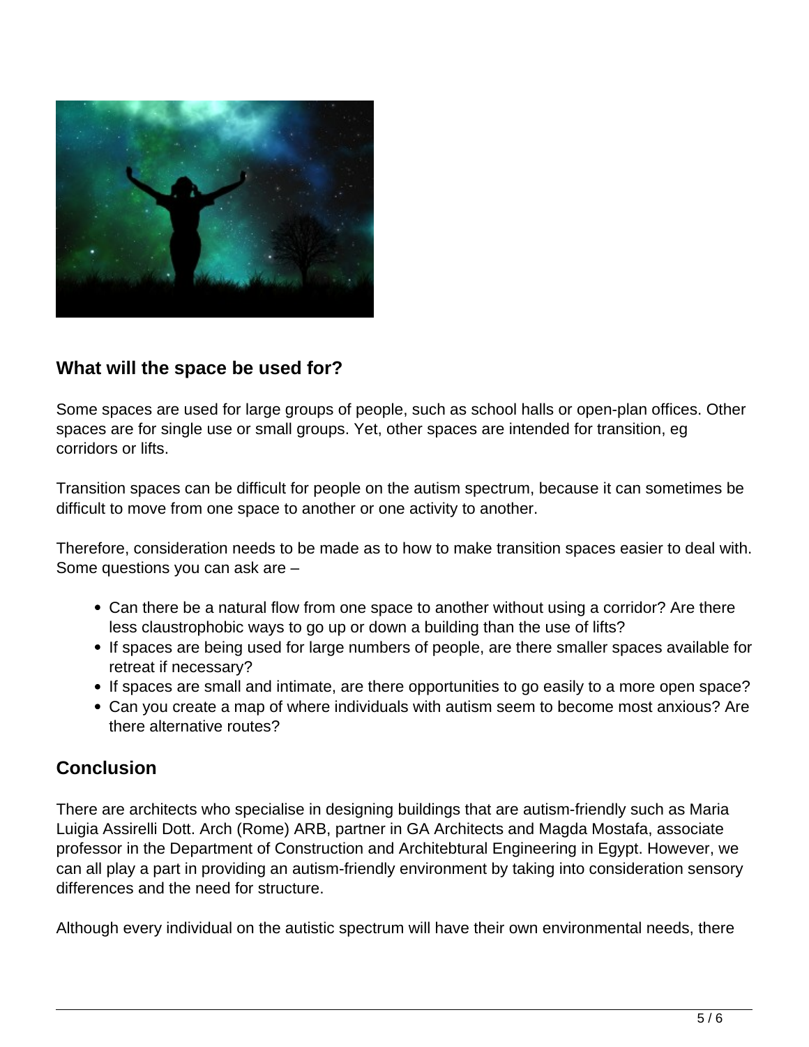## What will the space be used for?

Some spaces are used for large groups of people, such as school halls or open-plan offices. Other spaces are for single use or small groups. Yet, other spaces are intended for transition, eg corridors or lifts.

Transition spaces can be difficult for people on the autism spectrum, because it can sometimes be difficult to move from one space to another or one activity to another.

Therefore, consideration needs to be made as to how to make transition spaces easier to deal with. Some questions you can ask are –

- Can there be a natural flow from one space to another without using a corridor? Are there less claustrophobic ways to go up or down a building than the use of lifts?
- If spaces are being used for large numbers of people, are there smaller spaces available for retreat if necessary?
- If spaces are small and intimate, are there opportunities to go easily to a more open space?
- Can you create a map of where individuals with autism seem to become most anxious? Are there alternative routes?

## Conclusion

There are architects who specialise in designing buildings that are autism-friendly such as Maria Luigia Assirelli Dott. Arch (Rome) ARB, partner in GA Architects and Magda Mostafa, associate professor in the Department of Construction and Architebtural Engineering in Egypt. However, we can all play a part in providing an autism-friendly environment by taking into consideration sensory differences and the need for structure.

Although every individual on the autistic spectrum will have their own environmental needs, there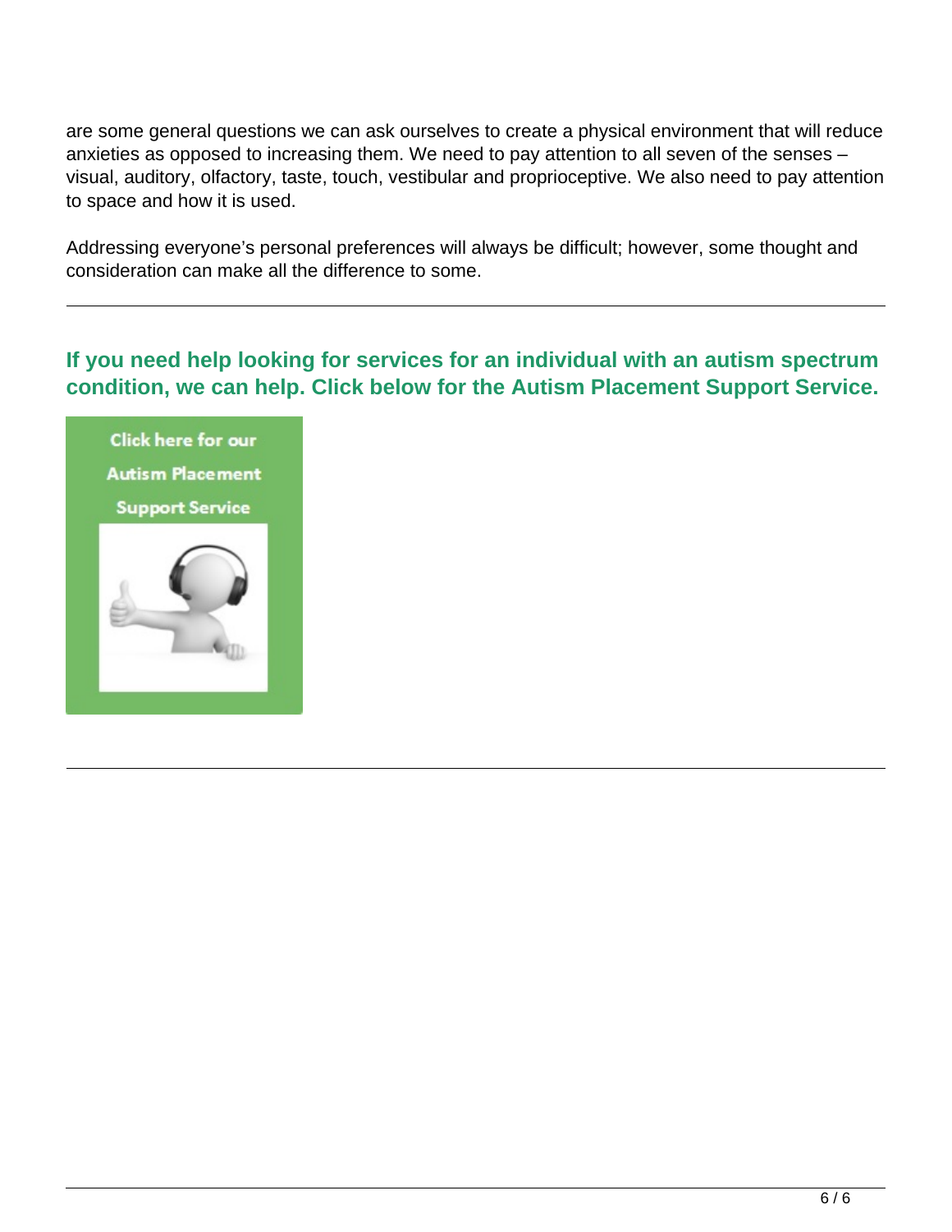are some general questions we can ask ourselves to create a physical environment that will reduce anxieties as opposed to increasing them. We need to pay attention to all seven of the senses – visual, auditory, olfactory, taste, touch, vestibular and proprioceptive. We also need to pay attention to space and how it is used.

Addressing everyone's personal preferences will always be difficult; however, some thought and consideration can make all the difference to some.

---

**If you need help looking for services for an individual with an autism spectrum condition, we can help. Click below for the Autism Placement Support Service.**

Click here for our Autism Placement Support Service

---